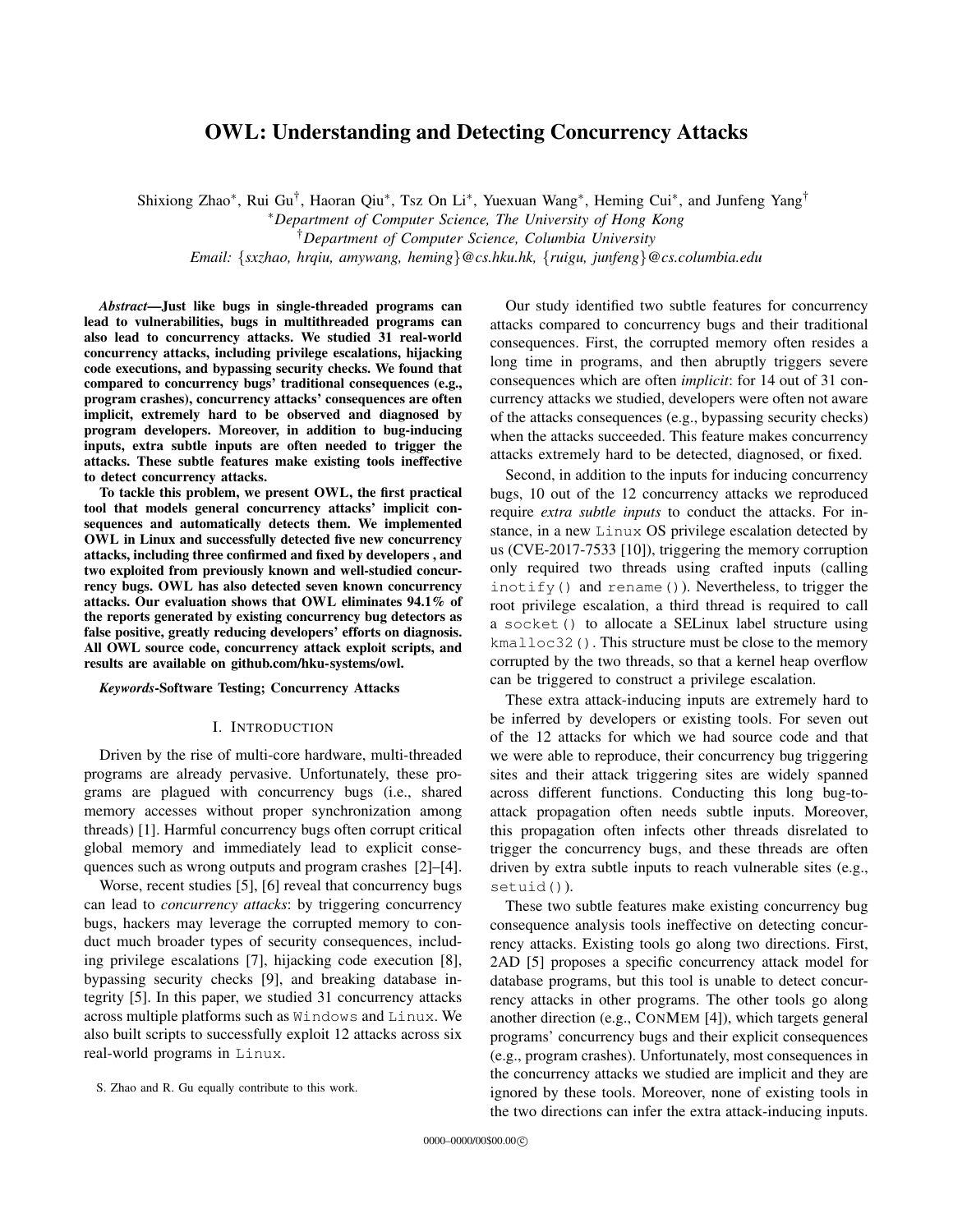# OWL: Understanding and Detecting Concurrency Attacks

Shixiong Zhao*, Rui Gu†, Haoran Qiu*, Tsz On Li*, Yuexuan Wang*, Heming Cui*, and Junfeng Yang†

*Department of Computer Science, The University of Hong Kong

†Department of Computer Science, Columbia University

Email: {sxzhao, hrqiu, amywang, heming}@cs.hku.hk, {ruigu, junfeng}@cs.columbia.edu

***Abstract*—Just like bugs in single-threaded programs can lead to vulnerabilities, bugs in multithreaded programs can also lead to concurrency attacks. We studied 31 real-world concurrency attacks, including privilege escalations, hijacking code executions, and bypassing security checks. We found that compared to concurrency bugs' traditional consequences (e.g., program crashes), concurrency attacks' consequences are often implicit, extremely hard to be observed and diagnosed by program developers. Moreover, in addition to bug-inducing inputs, extra subtle inputs are often needed to trigger the attacks. These subtle features make existing tools ineffective to detect concurrency attacks.**

**To tackle this problem, we present OWL, the first practical tool that models general concurrency attacks' implicit consequences and automatically detects them. We implemented OWL in Linux and successfully detected five new concurrency attacks, including three confirmed and fixed by developers , and two exploited from previously known and well-studied concurrency bugs. OWL has also detected seven known concurrency attacks. Our evaluation shows that OWL eliminates 94.1% of the reports generated by existing concurrency bug detectors as false positive, greatly reducing developers' efforts on diagnosis. All OWL source code, concurrency attack exploit scripts, and results are available on github.com/hku-systems/owl.**

***Keywords*-Software Testing; Concurrency Attacks**

## I. Introduction

Driven by the rise of multi-core hardware, multi-threaded programs are already pervasive. Unfortunately, these programs are plagued with concurrency bugs (i.e., shared memory accesses without proper synchronization among threads) [1]. Harmful concurrency bugs often corrupt critical global memory and immediately lead to explicit consequences such as wrong outputs and program crashes [2]–[4].

Worse, recent studies [5], [6] reveal that concurrency bugs can lead to *concurrency attacks*: by triggering concurrency bugs, hackers may leverage the corrupted memory to conduct much broader types of security consequences, including privilege escalations [7], hijacking code execution [8], bypassing security checks [9], and breaking database integrity [5]. In this paper, we studied 31 concurrency attacks across multiple platforms such as `Windows` and `Linux`. We also built scripts to successfully exploit 12 attacks across six real-world programs in `Linux`.

S. Zhao and R. Gu equally contribute to this work.

Our study identified two subtle features for concurrency attacks compared to concurrency bugs and their traditional consequences. First, the corrupted memory often resides a long time in programs, and then abruptly triggers severe consequences which are often *implicit*: for 14 out of 31 concurrency attacks we studied, developers were often not aware of the attacks consequences (e.g., bypassing security checks) when the attacks succeeded. This feature makes concurrency attacks extremely hard to be detected, diagnosed, or fixed.

Second, in addition to the inputs for inducing concurrency bugs, 10 out of the 12 concurrency attacks we reproduced require *extra subtle inputs* to conduct the attacks. For instance, in a new `Linux` OS privilege escalation detected by us (CVE-2017-7533 [10]), triggering the memory corruption only required two threads using crafted inputs (calling `inotify()` and `rename()`). Nevertheless, to trigger the root privilege escalation, a third thread is required to call a `socket()` to allocate a SELinux label structure using `kmalloc32()`. This structure must be close to the memory corrupted by the two threads, so that a kernel heap overflow can be triggered to construct a privilege escalation.

These extra attack-inducing inputs are extremely hard to be inferred by developers or existing tools. For seven out of the 12 attacks for which we had source code and that we were able to reproduce, their concurrency bug triggering sites and their attack triggering sites are widely spanned across different functions. Conducting this long bug-to-attack propagation often needs subtle inputs. Moreover, this propagation often infects other threads disrelated to trigger the concurrency bugs, and these threads are often driven by extra subtle inputs to reach vulnerable sites (e.g., `setuid()`).

These two subtle features make existing concurrency bug consequence analysis tools ineffective on detecting concurrency attacks. Existing tools go along two directions. First, 2AD [5] proposes a specific concurrency attack model for database programs, but this tool is unable to detect concurrency attacks in other programs. The other tools go along another direction (e.g., ConMem [4]), which targets general programs' concurrency bugs and their explicit consequences (e.g., program crashes). Unfortunately, most consequences in the concurrency attacks we studied are implicit and they are ignored by these tools. Moreover, none of existing tools in the two directions can infer the extra attack-inducing inputs.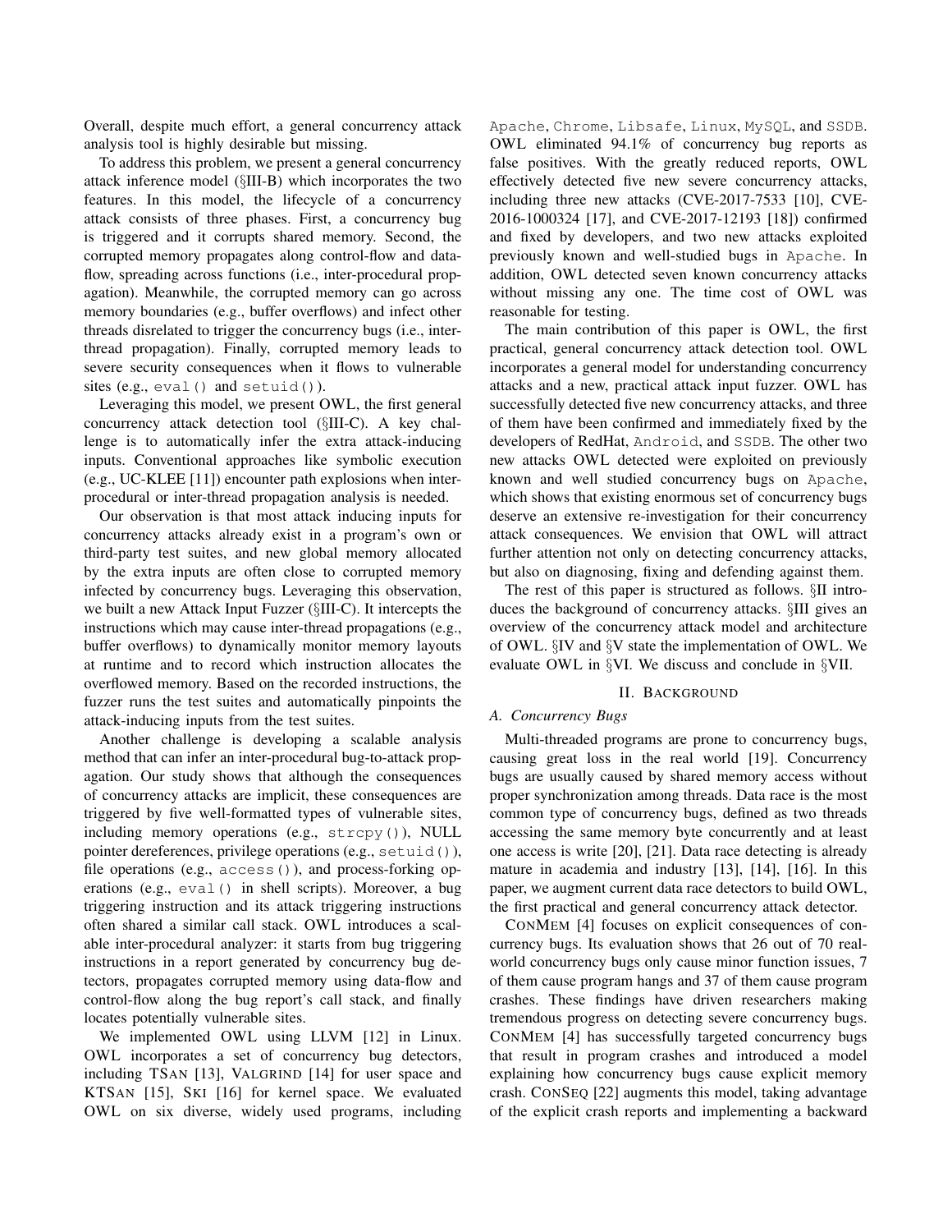Overall, despite much effort, a general concurrency attack analysis tool is highly desirable but missing.

To address this problem, we present a general concurrency attack inference model (§III-B) which incorporates the two features. In this model, the lifecycle of a concurrency attack consists of three phases. First, a concurrency bug is triggered and it corrupts shared memory. Second, the corrupted memory propagates along control-flow and data-flow, spreading across functions (i.e., inter-procedural propagation). Meanwhile, the corrupted memory can go across memory boundaries (e.g., buffer overflows) and infect other threads disrelated to trigger the concurrency bugs (i.e., inter-thread propagation). Finally, corrupted memory leads to severe security consequences when it flows to vulnerable sites (e.g., `eval()` and `setuid()`).

Leveraging this model, we present OWL, the first general concurrency attack detection tool (§III-C). A key challenge is to automatically infer the extra attack-inducing inputs. Conventional approaches like symbolic execution (e.g., UC-KLEE [11]) encounter path explosions when inter-procedural or inter-thread propagation analysis is needed.

Our observation is that most attack inducing inputs for concurrency attacks already exist in a program's own or third-party test suites, and new global memory allocated by the extra inputs are often close to corrupted memory infected by concurrency bugs. Leveraging this observation, we built a new Attack Input Fuzzer (§III-C). It intercepts the instructions which may cause inter-thread propagations (e.g., buffer overflows) to dynamically monitor memory layouts at runtime and to record which instruction allocates the overflowed memory. Based on the recorded instructions, the fuzzer runs the test suites and automatically pinpoints the attack-inducing inputs from the test suites.

Another challenge is developing a scalable analysis method that can infer an inter-procedural bug-to-attack propagation. Our study shows that although the consequences of concurrency attacks are implicit, these consequences are triggered by five well-formatted types of vulnerable sites, including memory operations (e.g., `strcpy()`), NULL pointer dereferences, privilege operations (e.g., `setuid()`), file operations (e.g., `access()`), and process-forking operations (e.g., `eval()` in shell scripts). Moreover, a bug triggering instruction and its attack triggering instructions often shared a similar call stack. OWL introduces a scalable inter-procedural analyzer: it starts from bug triggering instructions in a report generated by concurrency bug detectors, propagates corrupted memory using data-flow and control-flow along the bug report's call stack, and finally locates potentially vulnerable sites.

We implemented OWL using LLVM [12] in Linux. OWL incorporates a set of concurrency bug detectors, including TSAN [13], VALGRIND [14] for user space and KTSAN [15], SKI [16] for kernel space. We evaluated OWL on six diverse, widely used programs, including `Apache`, `Chrome`, `Libsafe`, `Linux`, `MySQL`, and `SSDB`. OWL eliminated 94.1% of concurrency bug reports as false positives. With the greatly reduced reports, OWL effectively detected five new severe concurrency attacks, including three new attacks (CVE-2017-7533 [10], CVE-2016-1000324 [17], and CVE-2017-12193 [18]) confirmed and fixed by developers, and two new attacks exploited previously known and well-studied bugs in `Apache`. In addition, OWL detected seven known concurrency attacks without missing any one. The time cost of OWL was reasonable for testing.

The main contribution of this paper is OWL, the first practical, general concurrency attack detection tool. OWL incorporates a general model for understanding concurrency attacks and a new, practical attack input fuzzer. OWL has successfully detected five new concurrency attacks, and three of them have been confirmed and immediately fixed by the developers of RedHat, `Android`, and `SSDB`. The other two new attacks OWL detected were exploited on previously known and well studied concurrency bugs on `Apache`, which shows that existing enormous set of concurrency bugs deserve an extensive re-investigation for their concurrency attack consequences. We envision that OWL will attract further attention not only on detecting concurrency attacks, but also on diagnosing, fixing and defending against them.

The rest of this paper is structured as follows. §II introduces the background of concurrency attacks. §III gives an overview of the concurrency attack model and architecture of OWL. §IV and §V state the implementation of OWL. We evaluate OWL in §VI. We discuss and conclude in §VII.

## II. Background

### A. Concurrency Bugs

Multi-threaded programs are prone to concurrency bugs, causing great loss in the real world [19]. Concurrency bugs are usually caused by shared memory access without proper synchronization among threads. Data race is the most common type of concurrency bugs, defined as two threads accessing the same memory byte concurrently and at least one access is write [20], [21]. Data race detecting is already mature in academia and industry [13], [14], [16]. In this paper, we augment current data race detectors to build OWL, the first practical and general concurrency attack detector.

CONMEM [4] focuses on explicit consequences of concurrency bugs. Its evaluation shows that 26 out of 70 real-world concurrency bugs only cause minor function issues, 7 of them cause program hangs and 37 of them cause program crashes. These findings have driven researchers making tremendous progress on detecting severe concurrency bugs. CONMEM [4] has successfully targeted concurrency bugs that result in program crashes and introduced a model explaining how concurrency bugs cause explicit memory crash. CONSEQ [22] augments this model, taking advantage of the explicit crash reports and implementing a backward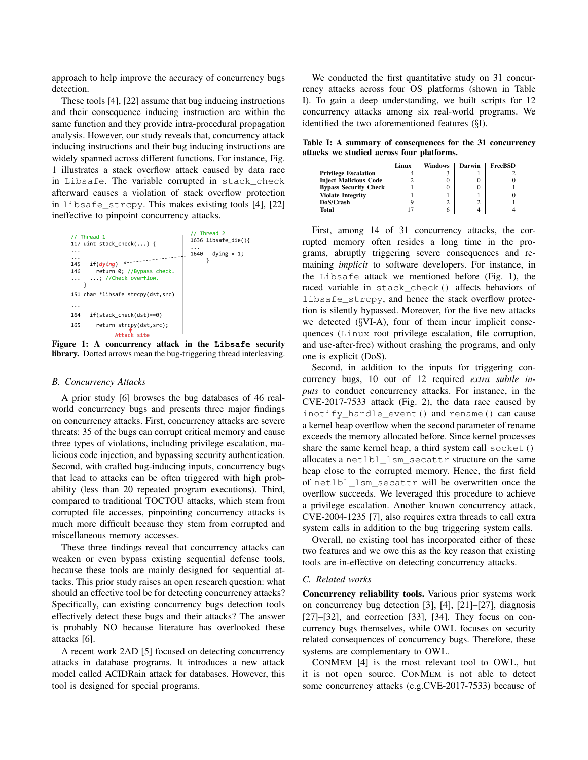approach to help improve the accuracy of concurrency bugs detection.

These tools [4], [22] assume that bug inducing instructions and their consequence inducing instruction are within the same function and they provide intra-procedural propagation analysis. However, our study reveals that, concurrency attack inducing instructions and their bug inducing instructions are widely spanned across different functions. For instance, Fig. 1 illustrates a stack overflow attack caused by data race in `Libsafe`. The variable corrupted in `stack_check` afterward causes a violation of stack overflow protection in `libsafe_strcpy`. This makes existing tools [4], [22] ineffective to pinpoint concurrency attacks.

```
// Thread 1                                    // Thread 2
117 uint stack_check(...) {                    1636 libsafe_die(){
...                                            ...
...                                            1640   dying = 1;
145    if(dying)  <-------------------------        }
146      return 0; //Bypass check.
...    ...; //Check overflow.
    }
151 char *libsafe_strcpy(dst,src)
...
164    if(stack_check(dst)==0)
165      return strcpy(dst,src);
                 Attack site
```

**Figure 1: A concurrency attack in the `Libsafe` security library.** Dotted arrows mean the bug-triggering thread interleaving.

### *B. Concurrency Attacks*

A prior study [6] browses the bug databases of 46 real-world concurrency bugs and presents three major findings on concurrency attacks. First, concurrency attacks are severe threats: 35 of the bugs can corrupt critical memory and cause three types of violations, including privilege escalation, malicious code injection, and bypassing security authentication. Second, with crafted bug-inducing inputs, concurrency bugs that lead to attacks can be often triggered with high probability (less than 20 repeated program executions). Third, compared to traditional TOCTOU attacks, which stem from corrupted file accesses, pinpointing concurrency attacks is much more difficult because they stem from corrupted and miscellaneous memory accesses.

These three findings reveal that concurrency attacks can weaken or even bypass existing sequential defense tools, because these tools are mainly designed for sequential attacks. This prior study raises an open research question: what should an effective tool be for detecting concurrency attacks? Specifically, can existing concurrency bugs detection tools effectively detect these bugs and their attacks? The answer is probably NO because literature has overlooked these attacks [6].

A recent work 2AD [5] focused on detecting concurrency attacks in database programs. It introduces a new attack model called ACIDRain attack for databases. However, this tool is designed for special programs.

We conducted the first quantitative study on 31 concurrency attacks across four OS platforms (shown in Table I). To gain a deep understanding, we built scripts for 12 concurrency attacks among six real-world programs. We identified the two aforementioned features (§I).

**Table I: A summary of consequences for the 31 concurrency attacks we studied across four platforms.**

| | Linux | Windows | Darwin | FreeBSD |
|---|---|---|---|---|
| **Privilege Escalation** | 4 | 3 | 1 | 2 |
| **Inject Malicious Code** | 2 | 0 | 0 | 0 |
| **Bypass Security Check** | 1 | 0 | 0 | 1 |
| **Violate Integrity** | 1 | 1 | 1 | 0 |
| **DoS/Crash** | 9 | 2 | 2 | 1 |
| **Total** | 17 | 6 | 4 | 4 |

First, among 14 of 31 concurrency attacks, the corrupted memory often resides a long time in the programs, abruptly triggering severe consequences and remaining *implicit* to software developers. For instance, in the `Libsafe` attack we mentioned before (Fig. 1), the raced variable in `stack_check()` affects behaviors of `libsafe_strcpy`, and hence the stack overflow protection is silently bypassed. Moreover, for the five new attacks we detected (§VI-A), four of them incur implicit consequences (`Linux` root privilege escalation, file corruption, and use-after-free) without crashing the programs, and only one is explicit (DoS).

Second, in addition to the inputs for triggering concurrency bugs, 10 out of 12 required *extra subtle inputs* to conduct concurrency attacks. For instance, in the CVE-2017-7533 attack (Fig. 2), the data race caused by `inotify_handle_event()` and `rename()` can cause a kernel heap overflow when the second parameter of rename exceeds the memory allocated before. Since kernel processes share the same kernel heap, a third system call `socket()` allocates a `netlbl_lsm_secattr` structure on the same heap close to the corrupted memory. Hence, the first field of `netlbl_lsm_secattr` will be overwritten once the overflow succeeds. We leveraged this procedure to achieve a privilege escalation. Another known concurrency attack, CVE-2004-1235 [7], also requires extra threads to call extra system calls in addition to the bug triggering system calls.

Overall, no existing tool has incorporated either of these two features and we owe this as the key reason that existing tools are in-effective on detecting concurrency attacks.

### *C. Related works*

**Concurrency reliability tools.** Various prior systems work on concurrency bug detection [3], [4], [21]–[27], diagnosis [27]–[32], and correction [33], [34]. They focus on concurrency bugs themselves, while OWL focuses on security related consequences of concurrency bugs. Therefore, these systems are complementary to OWL.

CONMEM [4] is the most relevant tool to OWL, but it is not open source. CONMEM is not able to detect some concurrency attacks (e.g.CVE-2017-7533) because of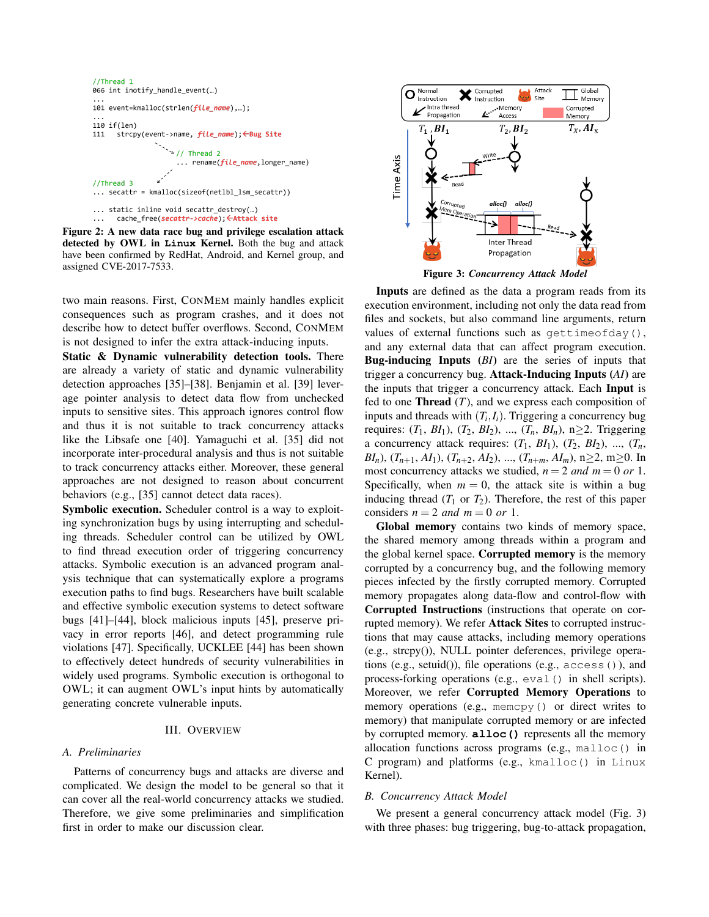```
//Thread 1
066 int inotify_handle_event(…)
...
101 event=kmalloc(strlen(file_name),…);
...
110 if(len)
111    strcpy(event->name, file_name);←Bug Site

                    // Thread 2
                    ... rename(file_name,longer_name)

//Thread 3
... secattr = kmalloc(sizeof(netlbl_lsm_secattr))

... static inline void secattr_destroy(…)
...    cache_free(secattr->cache);←Attack site
```

**Figure 2: A new data race bug and privilege escalation attack detected by OWL in Linux Kernel.** Both the bug and attack have been confirmed by RedHat, Android, and Kernel group, and assigned CVE-2017-7533.

**Figure 3:** ***Concurrency Attack Model***

two main reasons. First, ConMem mainly handles explicit consequences such as program crashes, and it does not describe how to detect buffer overflows. Second, ConMem is not designed to infer the extra attack-inducing inputs.

**Static & Dynamic vulnerability detection tools.** There are already a variety of static and dynamic vulnerability detection approaches [35]–[38]. Benjamin et al. [39] leverage pointer analysis to detect data flow from unchecked inputs to sensitive sites. This approach ignores control flow and thus it is not suitable to track concurrency attacks like the Libsafe one [40]. Yamaguchi et al. [35] did not incorporate inter-procedural analysis and thus is not suitable to track concurrency attacks either. Moreover, these general approaches are not designed to reason about concurrent behaviors (e.g., [35] cannot detect data races).

**Symbolic execution.** Scheduler control is a way to exploiting synchronization bugs by using interrupting and scheduling threads. Scheduler control can be utilized by OWL to find thread execution order of triggering concurrency attacks. Symbolic execution is an advanced program analysis technique that can systematically explore a programs execution paths to find bugs. Researchers have built scalable and effective symbolic execution systems to detect software bugs [41]–[44], block malicious inputs [45], preserve privacy in error reports [46], and detect programming rule violations [47]. Specifically, UCKLEE [44] has been shown to effectively detect hundreds of security vulnerabilities in widely used programs. Symbolic execution is orthogonal to OWL; it can augment OWL's input hints by automatically generating concrete vulnerable inputs.

# III. Overview

## A. Preliminaries

Patterns of concurrency bugs and attacks are diverse and complicated. We design the model to be general so that it can cover all the real-world concurrency attacks we studied. Therefore, we give some preliminaries and simplification first in order to make our discussion clear.

**Inputs** are defined as the data a program reads from its execution environment, including not only the data read from files and sockets, but also command line arguments, return values of external functions such as `gettimeofday()`, and any external data that can affect program execution. **Bug-inducing Inputs** (*BI*) are the series of inputs that trigger a concurrency bug. **Attack-Inducing Inputs** (*AI*) are the inputs that trigger a concurrency attack. Each **Input** is fed to one **Thread** ($T$), and we express each composition of inputs and threads with $(T_i, I_i)$. Triggering a concurrency bug requires: $(T_1, BI_1)$, $(T_2, BI_2)$, ..., $(T_n, BI_n)$, $n \geq 2$. Triggering a concurrency attack requires: $(T_1, BI_1)$, $(T_2, BI_2)$, ..., $(T_n, BI_n)$, $(T_{n+1}, AI_1)$, $(T_{n+2}, AI_2)$, ..., $(T_{n+m}, AI_m)$, $n \geq 2$, $m \geq 0$. In most concurrency attacks we studied, $n = 2$ *and* $m = 0$ *or* 1. Specifically, when $m = 0$, the attack site is within a bug inducing thread ($T_1$ or $T_2$). Therefore, the rest of this paper considers $n = 2$ *and* $m = 0$ *or* 1.

**Global memory** contains two kinds of memory space, the shared memory among threads within a program and the global kernel space. **Corrupted memory** is the memory corrupted by a concurrency bug, and the following memory pieces infected by the firstly corrupted memory. Corrupted memory propagates along data-flow and control-flow with **Corrupted Instructions** (instructions that operate on corrupted memory). We refer **Attack Sites** to corrupted instructions that may cause attacks, including memory operations (e.g., strcpy()), NULL pointer deferences, privilege operations (e.g., setuid()), file operations (e.g., `access()`), and process-forking operations (e.g., `eval()` in shell scripts). Moreover, we refer **Corrupted Memory Operations** to memory operations (e.g., `memcpy()` or direct writes to memory) that manipulate corrupted memory or are infected by corrupted memory. **`alloc()`** represents all the memory allocation functions across programs (e.g., `malloc()` in C program) and platforms (e.g., `kmalloc()` in `Linux` Kernel).

## B. Concurrency Attack Model

We present a general concurrency attack model (Fig. 3) with three phases: bug triggering, bug-to-attack propagation,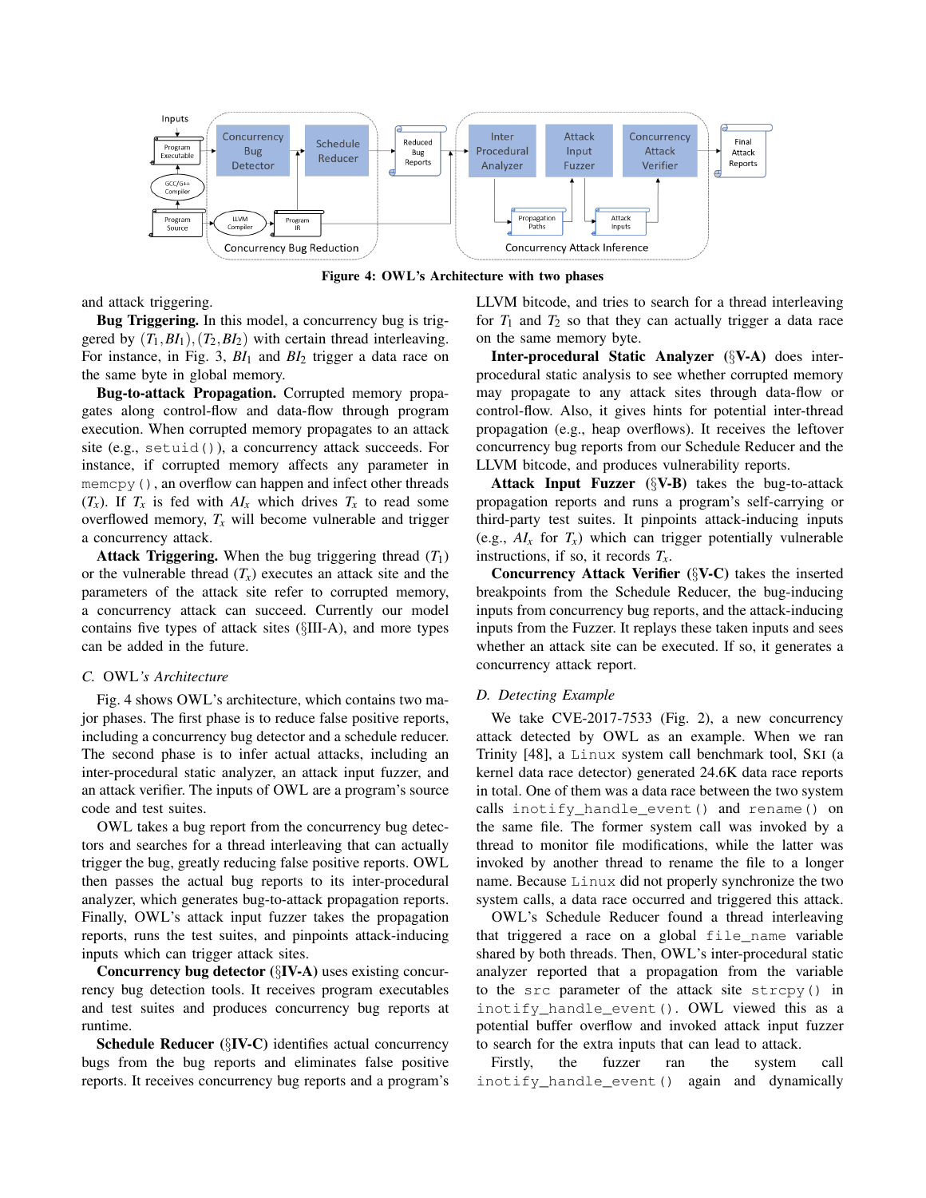Figure 4: OWL's Architecture with two phases

and attack triggering.

**Bug Triggering.** In this model, a concurrency bug is triggered by $(T_1, BI_1), (T_2, BI_2)$ with certain thread interleaving. For instance, in Fig. 3, $BI_1$ and $BI_2$ trigger a data race on the same byte in global memory.

**Bug-to-attack Propagation.** Corrupted memory propagates along control-flow and data-flow through program execution. When corrupted memory propagates to an attack site (e.g., `setuid()`), a concurrency attack succeeds. For instance, if corrupted memory affects any parameter in `memcpy()`, an overflow can happen and infect other threads ($T_x$). If $T_x$ is fed with $AI_x$ which drives $T_x$ to read some overflowed memory, $T_x$ will become vulnerable and trigger a concurrency attack.

**Attack Triggering.** When the bug triggering thread ($T_1$) or the vulnerable thread ($T_x$) executes an attack site and the parameters of the attack site refer to corrupted memory, a concurrency attack can succeed. Currently our model contains five types of attack sites (§III-A), and more types can be added in the future.

### C. OWL's Architecture

Fig. 4 shows OWL's architecture, which contains two major phases. The first phase is to reduce false positive reports, including a concurrency bug detector and a schedule reducer. The second phase is to infer actual attacks, including an inter-procedural static analyzer, an attack input fuzzer, and an attack verifier. The inputs of OWL are a program's source code and test suites.

OWL takes a bug report from the concurrency bug detectors and searches for a thread interleaving that can actually trigger the bug, greatly reducing false positive reports. OWL then passes the actual bug reports to its inter-procedural analyzer, which generates bug-to-attack propagation reports. Finally, OWL's attack input fuzzer takes the propagation reports, runs the test suites, and pinpoints attack-inducing inputs which can trigger attack sites.

**Concurrency bug detector** (§**IV-A**) uses existing concurrency bug detection tools. It receives program executables and test suites and produces concurrency bug reports at runtime.

**Schedule Reducer** (§**IV-C**) identifies actual concurrency bugs from the bug reports and eliminates false positive reports. It receives concurrency bug reports and a program's LLVM bitcode, and tries to search for a thread interleaving for $T_1$ and $T_2$ so that they can actually trigger a data race on the same memory byte.

**Inter-procedural Static Analyzer** (§**V-A**) does inter-procedural static analysis to see whether corrupted memory may propagate to any attack sites through data-flow or control-flow. Also, it gives hints for potential inter-thread propagation (e.g., heap overflows). It receives the leftover concurrency bug reports from our Schedule Reducer and the LLVM bitcode, and produces vulnerability reports.

**Attack Input Fuzzer** (§**V-B**) takes the bug-to-attack propagation reports and runs a program's self-carrying or third-party test suites. It pinpoints attack-inducing inputs (e.g., $AI_x$ for $T_x$) which can trigger potentially vulnerable instructions, if so, it records $T_x$.

**Concurrency Attack Verifier** (§**V-C**) takes the inserted breakpoints from the Schedule Reducer, the bug-inducing inputs from concurrency bug reports, and the attack-inducing inputs from the Fuzzer. It replays these taken inputs and sees whether an attack site can be executed. If so, it generates a concurrency attack report.

### D. Detecting Example

We take CVE-2017-7533 (Fig. 2), a new concurrency attack detected by OWL as an example. When we ran Trinity [48], a `Linux` system call benchmark tool, SKI (a kernel data race detector) generated 24.6K data race reports in total. One of them was a data race between the two system calls `inotify_handle_event()` and `rename()` on the same file. The former system call was invoked by a thread to monitor file modifications, while the latter was invoked by another thread to rename the file to a longer name. Because `Linux` did not properly synchronize the two system calls, a data race occurred and triggered this attack.

OWL's Schedule Reducer found a thread interleaving that triggered a race on a global `file_name` variable shared by both threads. Then, OWL's inter-procedural static analyzer reported that a propagation from the variable to the `src` parameter of the attack site `strcpy()` in `inotify_handle_event()`. OWL viewed this as a potential buffer overflow and invoked attack input fuzzer to search for the extra inputs that can lead to attack.

Firstly, the fuzzer ran the system call `inotify_handle_event()` again and dynamically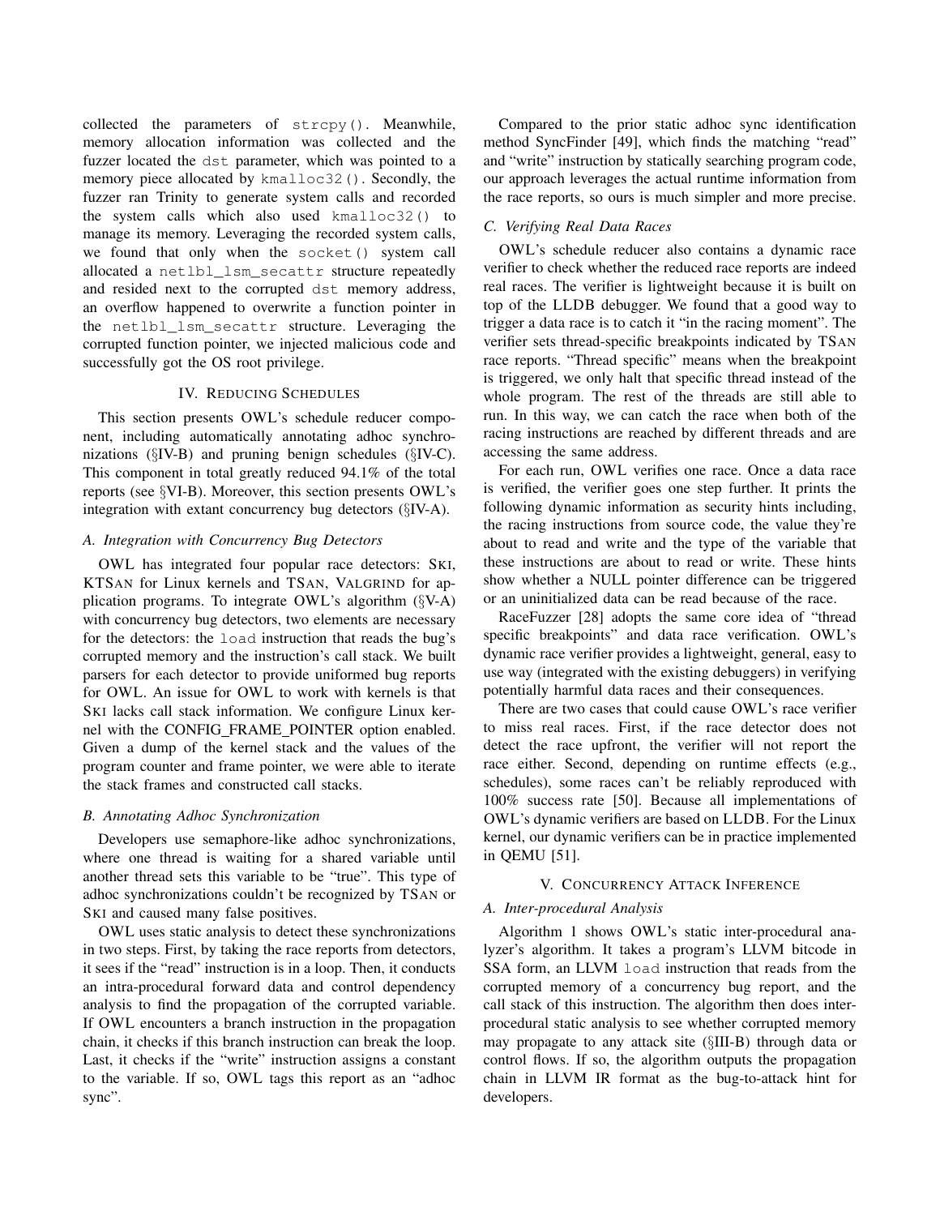collected the parameters of `strcpy()`. Meanwhile, memory allocation information was collected and the fuzzer located the `dst` parameter, which was pointed to a memory piece allocated by `kmalloc32()`. Secondly, the fuzzer ran Trinity to generate system calls and recorded the system calls which also used `kmalloc32()` to manage its memory. Leveraging the recorded system calls, we found that only when the `socket()` system call allocated a `netlbl_lsm_secattr` structure repeatedly and resided next to the corrupted `dst` memory address, an overflow happened to overwrite a function pointer in the `netlbl_lsm_secattr` structure. Leveraging the corrupted function pointer, we injected malicious code and successfully got the OS root privilege.

## IV. Reducing Schedules

This section presents OWL's schedule reducer component, including automatically annotating adhoc synchronizations (§IV-B) and pruning benign schedules (§IV-C). This component in total greatly reduced 94.1% of the total reports (see §VI-B). Moreover, this section presents OWL's integration with extant concurrency bug detectors (§IV-A).

### A. Integration with Concurrency Bug Detectors

OWL has integrated four popular race detectors: SKI, KTSAN for Linux kernels and TSAN, VALGRIND for application programs. To integrate OWL's algorithm (§V-A) with concurrency bug detectors, two elements are necessary for the detectors: the `load` instruction that reads the bug's corrupted memory and the instruction's call stack. We built parsers for each detector to provide uniformed bug reports for OWL. An issue for OWL to work with kernels is that SKI lacks call stack information. We configure Linux kernel with the CONFIG_FRAME_POINTER option enabled. Given a dump of the kernel stack and the values of the program counter and frame pointer, we were able to iterate the stack frames and constructed call stacks.

### B. Annotating Adhoc Synchronization

Developers use semaphore-like adhoc synchronizations, where one thread is waiting for a shared variable until another thread sets this variable to be "true". This type of adhoc synchronizations couldn't be recognized by TSAN or SKI and caused many false positives.

OWL uses static analysis to detect these synchronizations in two steps. First, by taking the race reports from detectors, it sees if the "read" instruction is in a loop. Then, it conducts an intra-procedural forward data and control dependency analysis to find the propagation of the corrupted variable. If OWL encounters a branch instruction in the propagation chain, it checks if this branch instruction can break the loop. Last, it checks if the "write" instruction assigns a constant to the variable. If so, OWL tags this report as an "adhoc sync".

Compared to the prior static adhoc sync identification method SyncFinder [49], which finds the matching "read" and "write" instruction by statically searching program code, our approach leverages the actual runtime information from the race reports, so ours is much simpler and more precise.

### C. Verifying Real Data Races

OWL's schedule reducer also contains a dynamic race verifier to check whether the reduced race reports are indeed real races. The verifier is lightweight because it is built on top of the LLDB debugger. We found that a good way to trigger a data race is to catch it "in the racing moment". The verifier sets thread-specific breakpoints indicated by TSAN race reports. "Thread specific" means when the breakpoint is triggered, we only halt that specific thread instead of the whole program. The rest of the threads are still able to run. In this way, we can catch the race when both of the racing instructions are reached by different threads and are accessing the same address.

For each run, OWL verifies one race. Once a data race is verified, the verifier goes one step further. It prints the following dynamic information as security hints including, the racing instructions from source code, the value they're about to read and write and the type of the variable that these instructions are about to read or write. These hints show whether a NULL pointer difference can be triggered or an uninitialized data can be read because of the race.

RaceFuzzer [28] adopts the same core idea of "thread specific breakpoints" and data race verification. OWL's dynamic race verifier provides a lightweight, general, easy to use way (integrated with the existing debuggers) in verifying potentially harmful data races and their consequences.

There are two cases that could cause OWL's race verifier to miss real races. First, if the race detector does not detect the race upfront, the verifier will not report the race either. Second, depending on runtime effects (e.g., schedules), some races can't be reliably reproduced with 100% success rate [50]. Because all implementations of OWL's dynamic verifiers are based on LLDB. For the Linux kernel, our dynamic verifiers can be in practice implemented in QEMU [51].

## V. Concurrency Attack Inference

### A. Inter-procedural Analysis

Algorithm 1 shows OWL's static inter-procedural analyzer's algorithm. It takes a program's LLVM bitcode in SSA form, an LLVM `load` instruction that reads from the corrupted memory of a concurrency bug report, and the call stack of this instruction. The algorithm then does inter-procedural static analysis to see whether corrupted memory may propagate to any attack site (§III-B) through data or control flows. If so, the algorithm outputs the propagation chain in LLVM IR format as the bug-to-attack hint for developers.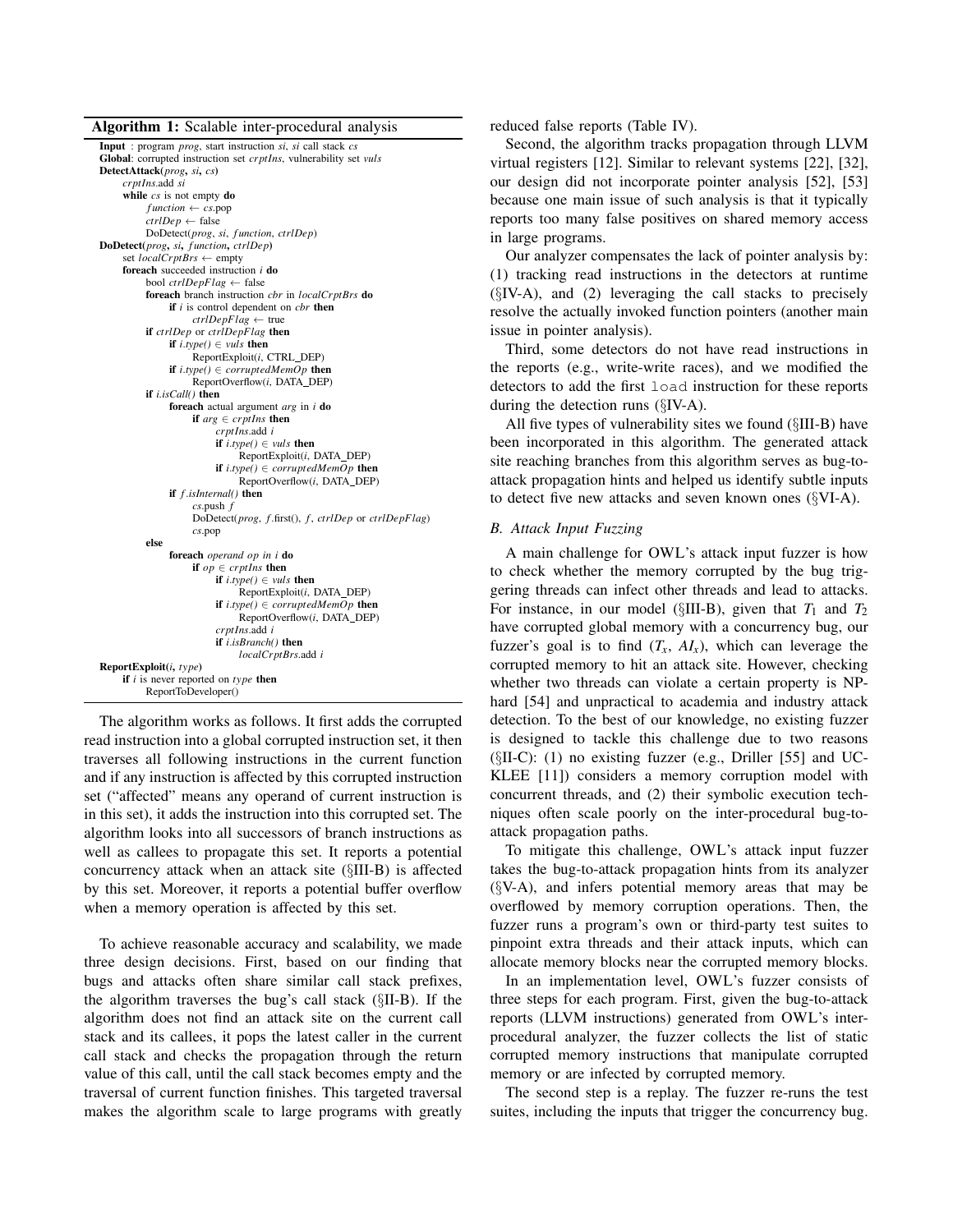**Algorithm 1:** Scalable inter-procedural analysis

```
Input : program prog, start instruction si, si call stack cs
Global: corrupted instruction set crptIns, vulnerability set vuls
DetectAttack(prog, si, cs)
    crptIns.add si
    while cs is not empty do
        function ← cs.pop
        ctrlDep ← false
        DoDetect(prog, si, function, ctrlDep)
DoDetect(prog, si, function, ctrlDep)
    set localCrptBrs ← empty
    foreach succeeded instruction i do
        bool ctrlDepFlag ← false
        foreach branch instruction cbr in localCrptBrs do
            if i is control dependent on cbr then
                ctrlDepFlag ← true
        if ctrlDep or ctrlDepFlag then
            if i.type() ∈ vuls then
                ReportExploit(i, CTRL_DEP)
            if i.type() ∈ corruptedMemOp then
                ReportOverflow(i, DATA_DEP)
        if i.isCall() then
            foreach actual argument arg in i do
                if arg ∈ crptIns then
                    crptIns.add i
                    if i.type() ∈ vuls then
                        ReportExploit(i, DATA_DEP)
                    if i.type() ∈ corruptedMemOp then
                        ReportOverflow(i, DATA_DEP)
            if f.isInternal() then
                cs.push f
                DoDetect(prog, f.first(), f, ctrlDep or ctrlDepFlag)
                cs.pop
        else
            foreach operand op in i do
                if op ∈ crptIns then
                    if i.type() ∈ vuls then
                        ReportExploit(i, DATA_DEP)
                    if i.type() ∈ corruptedMemOp then
                        ReportOverflow(i, DATA_DEP)
                    crptIns.add i
                    if i.isBranch() then
                        localCrptBrs.add i
ReportExploit(i, type)
    if i is never reported on type then
        ReportToDeveloper()
```

The algorithm works as follows. It first adds the corrupted read instruction into a global corrupted instruction set, it then traverses all following instructions in the current function and if any instruction is affected by this corrupted instruction set ("affected" means any operand of current instruction is in this set), it adds the instruction into this corrupted set. The algorithm looks into all successors of branch instructions as well as callees to propagate this set. It reports a potential concurrency attack when an attack site (§III-B) is affected by this set. Moreover, it reports a potential buffer overflow when a memory operation is affected by this set.

To achieve reasonable accuracy and scalability, we made three design decisions. First, based on our finding that bugs and attacks often share similar call stack prefixes, the algorithm traverses the bug's call stack (§II-B). If the algorithm does not find an attack site on the current call stack and its callees, it pops the latest caller in the current call stack and checks the propagation through the return value of this call, until the call stack becomes empty and the traversal of current function finishes. This targeted traversal makes the algorithm scale to large programs with greatly reduced false reports (Table IV).

Second, the algorithm tracks propagation through LLVM virtual registers [12]. Similar to relevant systems [22], [32], our design did not incorporate pointer analysis [52], [53] because one main issue of such analysis is that it typically reports too many false positives on shared memory access in large programs.

Our analyzer compensates the lack of pointer analysis by: (1) tracking read instructions in the detectors at runtime (§IV-A), and (2) leveraging the call stacks to precisely resolve the actually invoked function pointers (another main issue in pointer analysis).

Third, some detectors do not have read instructions in the reports (e.g., write-write races), and we modified the detectors to add the first `load` instruction for these reports during the detection runs (§IV-A).

All five types of vulnerability sites we found (§III-B) have been incorporated in this algorithm. The generated attack site reaching branches from this algorithm serves as bug-to-attack propagation hints and helped us identify subtle inputs to detect five new attacks and seven known ones (§VI-A).

### B. Attack Input Fuzzing

A main challenge for OWL's attack input fuzzer is how to check whether the memory corrupted by the bug triggering threads can infect other threads and lead to attacks. For instance, in our model (§III-B), given that $T_1$ and $T_2$ have corrupted global memory with a concurrency bug, our fuzzer's goal is to find ($T_x$, $AI_x$), which can leverage the corrupted memory to hit an attack site. However, checking whether two threads can violate a certain property is NP-hard [54] and unpractical to academia and industry attack detection. To the best of our knowledge, no existing fuzzer is designed to tackle this challenge due to two reasons (§II-C): (1) no existing fuzzer (e.g., Driller [55] and UC-KLEE [11]) considers a memory corruption model with concurrent threads, and (2) their symbolic execution techniques often scale poorly on the inter-procedural bug-to-attack propagation paths.

To mitigate this challenge, OWL's attack input fuzzer takes the bug-to-attack propagation hints from its analyzer (§V-A), and infers potential memory areas that may be overflowed by memory corruption operations. Then, the fuzzer runs a program's own or third-party test suites to pinpoint extra threads and their attack inputs, which can allocate memory blocks near the corrupted memory blocks.

In an implementation level, OWL's fuzzer consists of three steps for each program. First, given the bug-to-attack reports (LLVM instructions) generated from OWL's inter-procedural analyzer, the fuzzer collects the list of static corrupted memory instructions that manipulate corrupted memory or are infected by corrupted memory.

The second step is a replay. The fuzzer re-runs the test suites, including the inputs that trigger the concurrency bug.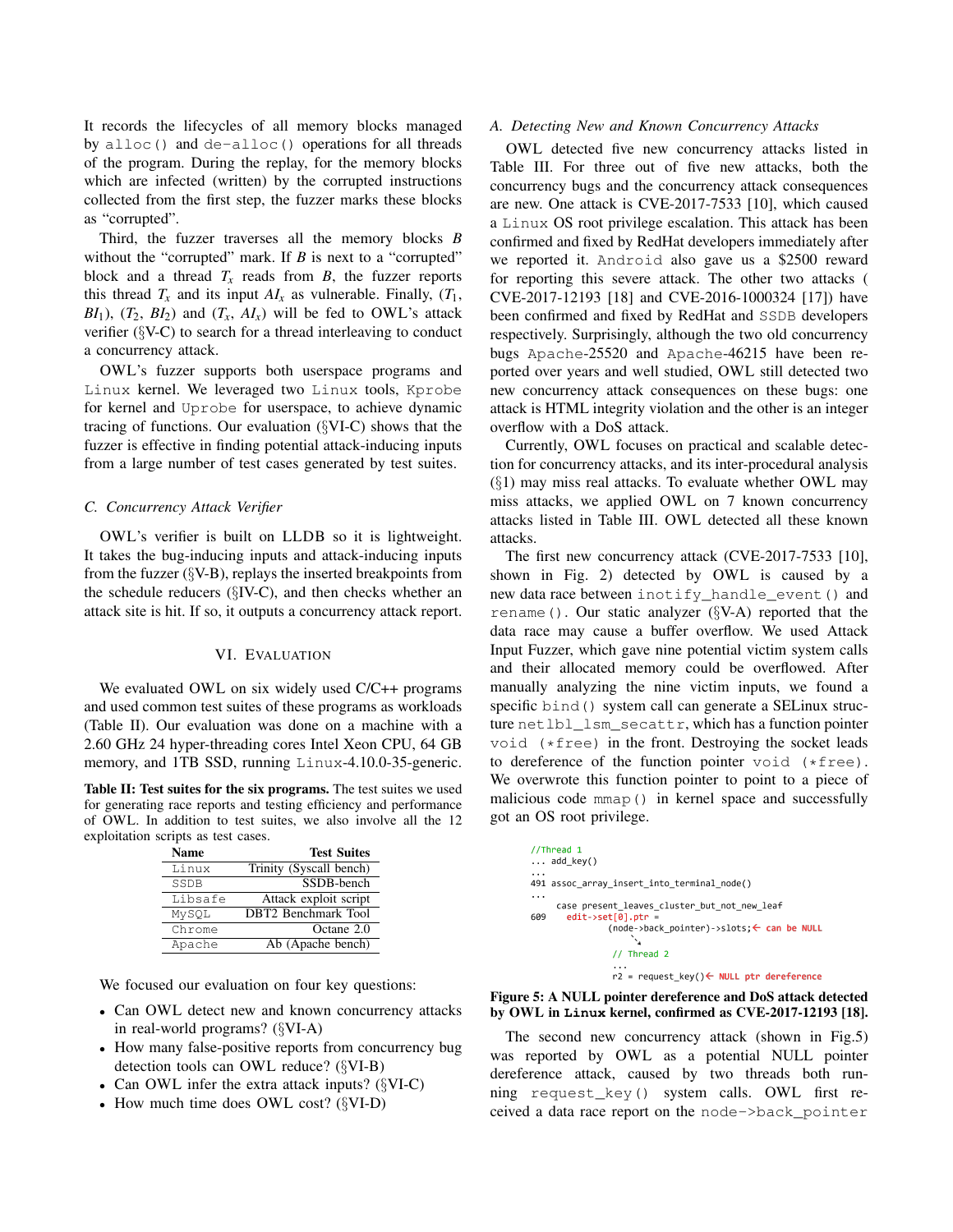It records the lifecycles of all memory blocks managed by `alloc()` and `de-alloc()` operations for all threads of the program. During the replay, for the memory blocks which are infected (written) by the corrupted instructions collected from the first step, the fuzzer marks these blocks as "corrupted".

Third, the fuzzer traverses all the memory blocks $B$ without the "corrupted" mark. If $B$ is next to a "corrupted" block and a thread $T_x$ reads from $B$, the fuzzer reports this thread $T_x$ and its input $AI_x$ as vulnerable. Finally, ($T_1$, $BI_1$), ($T_2$, $BI_2$) and ($T_x$, $AI_x$) will be fed to OWL's attack verifier (§V-C) to search for a thread interleaving to conduct a concurrency attack.

OWL's fuzzer supports both userspace programs and Linux kernel. We leveraged two Linux tools, Kprobe for kernel and Uprobe for userspace, to achieve dynamic tracing of functions. Our evaluation (§VI-C) shows that the fuzzer is effective in finding potential attack-inducing inputs from a large number of test cases generated by test suites.

### *C. Concurrency Attack Verifier*

OWL's verifier is built on LLDB so it is lightweight. It takes the bug-inducing inputs and attack-inducing inputs from the fuzzer (§V-B), replays the inserted breakpoints from the schedule reducers (§IV-C), and then checks whether an attack site is hit. If so, it outputs a concurrency attack report.

## VI. Evaluation

We evaluated OWL on six widely used C/C++ programs and used common test suites of these programs as workloads (Table II). Our evaluation was done on a machine with a 2.60 GHz 24 hyper-threading cores Intel Xeon CPU, 64 GB memory, and 1TB SSD, running Linux-4.10.0-35-generic.

**Table II: Test suites for the six programs.** The test suites we used for generating race reports and testing efficiency and performance of OWL. In addition to test suites, we also involve all the 12 exploitation scripts as test cases.

| Name | Test Suites |
|---|---|
| Linux | Trinity (Syscall bench) |
| SSDB | SSDB-bench |
| Libsafe | Attack exploit script |
| MySQL | DBT2 Benchmark Tool |
| Chrome | Octane 2.0 |
| Apache | Ab (Apache bench) |

We focused our evaluation on four key questions:

- Can OWL detect new and known concurrency attacks in real-world programs? (§VI-A)
- How many false-positive reports from concurrency bug detection tools can OWL reduce? (§VI-B)
- Can OWL infer the extra attack inputs? (§VI-C)
- How much time does OWL cost? (§VI-D)

### *A. Detecting New and Known Concurrency Attacks*

OWL detected five new concurrency attacks listed in Table III. For three out of five new attacks, both the concurrency bugs and the concurrency attack consequences are new. One attack is CVE-2017-7533 [10], which caused a Linux OS root privilege escalation. This attack has been confirmed and fixed by RedHat developers immediately after we reported it. Android also gave us a \$2500 reward for reporting this severe attack. The other two attacks ( CVE-2017-12193 [18] and CVE-2016-1000324 [17]) have been confirmed and fixed by RedHat and SSDB developers respectively. Surprisingly, although the two old concurrency bugs Apache-25520 and Apache-46215 have been reported over years and well studied, OWL still detected two new concurrency attack consequences on these bugs: one attack is HTML integrity violation and the other is an integer overflow with a DoS attack.

Currently, OWL focuses on practical and scalable detection for concurrency attacks, and its inter-procedural analysis (§1) may miss real attacks. To evaluate whether OWL may miss attacks, we applied OWL on 7 known concurrency attacks listed in Table III. OWL detected all these known attacks.

The first new concurrency attack (CVE-2017-7533 [10], shown in Fig. 2) detected by OWL is caused by a new data race between `inotify_handle_event()` and `rename()`. Our static analyzer (§V-A) reported that the data race may cause a buffer overflow. We used Attack Input Fuzzer, which gave nine potential victim system calls and their allocated memory could be overflowed. After manually analyzing the nine victim inputs, we found a specific `bind()` system call can generate a SELinux structure `netlbl_lsm_secattr`, which has a function pointer `void (*free)` in the front. Destroying the socket leads to dereference of the function pointer `void (*free)`. We overwrote this function pointer to point to a piece of malicious code `mmap()` in kernel space and successfully got an OS root privilege.

```
//Thread 1
... add_key()
...
491 assoc_array_insert_into_terminal_node()
...
      case present_leaves_cluster_but_not_new_leaf
609     edit->set[0].ptr =
                (node->back_pointer)->slots;← can be NULL
                  // Thread 2
                  ...
                  r2 = request_key()← NULL ptr dereference
```

**Figure 5: A NULL pointer dereference and DoS attack detected by OWL in Linux kernel, confirmed as CVE-2017-12193 [18].**

The second new concurrency attack (shown in Fig.5) was reported by OWL as a potential NULL pointer dereference attack, caused by two threads both running `request_key()` system calls. OWL first received a data race report on the `node->back_pointer`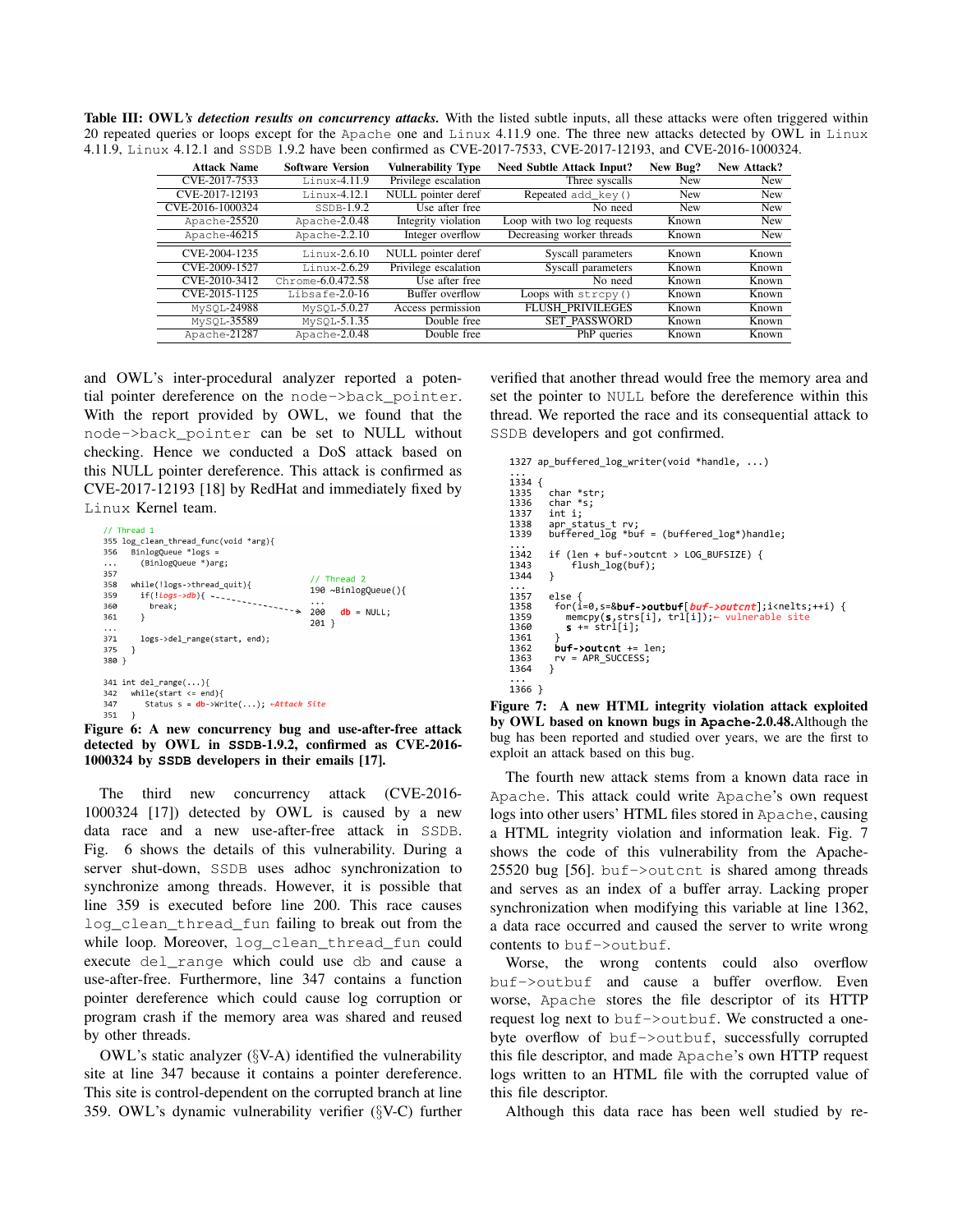**Table III: OWL's *detection results on concurrency attacks.*** With the listed subtle inputs, all these attacks were often triggered within 20 repeated queries or loops except for the Apache one and Linux 4.11.9 one. The three new attacks detected by OWL in Linux 4.11.9, Linux 4.12.1 and SSDB 1.9.2 have been confirmed as CVE-2017-7533, CVE-2017-12193, and CVE-2016-1000324.

| Attack Name | Software Version | Vulnerability Type | Need Subtle Attack Input? | New Bug? | New Attack? |
|---|---|---|---|---|---|
| CVE-2017-7533 | Linux-4.11.9 | Privilege escalation | Three syscalls | New | New |
| CVE-2017-12193 | Linux-4.12.1 | NULL pointer deref | Repeated add_key() | New | New |
| CVE-2016-1000324 | SSDB-1.9.2 | Use after free | No need | New | New |
| Apache-25520 | Apache-2.0.48 | Integrity violation | Loop with two log requests | Known | New |
| Apache-46215 | Apache-2.2.10 | Integer overflow | Decreasing worker threads | Known | New |
| CVE-2004-1235 | Linux-2.6.10 | NULL pointer deref | Syscall parameters | Known | Known |
| CVE-2009-1527 | Linux-2.6.29 | Privilege escalation | Syscall parameters | Known | Known |
| CVE-2010-3412 | Chrome-6.0.472.58 | Use after free | No need | Known | Known |
| CVE-2015-1125 | Libsafe-2.0-16 | Buffer overflow | Loops with strcpy() | Known | Known |
| MySQL-24988 | MySQL-5.0.27 | Access permission | FLUSH_PRIVILEGES | Known | Known |
| MySQL-35589 | MySQL-5.1.35 | Double free | SET_PASSWORD | Known | Known |
| Apache-21287 | Apache-2.0.48 | Double free | PhP queries | Known | Known |

and OWL's inter-procedural analyzer reported a potential pointer dereference on the node->back_pointer. With the report provided by OWL, we found that the node->back_pointer can be set to NULL without checking. Hence we conducted a DoS attack based on this NULL pointer dereference. This attack is confirmed as CVE-2017-12193 [18] by RedHat and immediately fixed by Linux Kernel team.

```
// Thread 1
355 log_clean_thread_func(void *arg){
356   BinlogQueue *logs =
...     (BinlogQueue *)arg;
357
358   while(!logs->thread_quit){
359     if(!logs->db){                      // Thread 2
360       break;                            190 ~BinlogQueue(){
361     }                                   ...
...                                         200     db = NULL;
371     logs->del_range(start, end);        201 }
375   }
380 }

341 int del_range(...){
342   while(start <= end){
347     Status s = db->Write(...); ←Attack Site
351   }
```

**Figure 6: A new concurrency bug and use-after-free attack detected by OWL in SSDB-1.9.2, confirmed as CVE-2016-1000324 by SSDB developers in their emails [17].**

The third new concurrency attack (CVE-2016-1000324 [17]) detected by OWL is caused by a data race and a new use-after-free attack in SSDB. Fig. 6 shows the details of this vulnerability. During a server shut-down, SSDB uses adhoc synchronization to synchronize among threads. However, it is possible that line 359 is executed before line 200. This race causes log_clean_thread_fun failing to break out from the while loop. Moreover, log_clean_thread_fun could execute del_range which could use db and cause a use-after-free. Furthermore, line 347 contains a function pointer dereference which could cause log corruption or program crash if the memory area was shared and reused by other threads.

OWL's static analyzer (§V-A) identified the vulnerability site at line 347 because it contains a pointer dereference. This site is control-dependent on the corrupted branch at line 359. OWL's dynamic vulnerability verifier (§V-C) further verified that another thread would free the memory area and set the pointer to NULL before the dereference within this thread. We reported the race and its consequential attack to SSDB developers and got confirmed.

```
1327 ap_buffered_log_writer(void *handle, ...)
...
1334 {
1335   char *str;
1336   char *s;
1337   int i;
1338   apr_status_t rv;
1339   buffered_log *buf = (buffered_log*)handle;
...
1342   if (len + buf->outcnt > LOG_BUFSIZE) {
1343       flush_log(buf);
1344   }
...
1357   else {
1358    for(i=0,s=&buf->outbuf[buf->outcnt];i<nelts;++i) {
1359      memcpy(s,strs[i], trl[i]);← vulnerable site
1360      s += strl[i];
1361    }
1362    buf->outcnt += len;
1363    rv = APR_SUCCESS;
1364   }
...
1366 }
```

**Figure 7: A new HTML integrity violation attack exploited by OWL based on known bugs in Apache-2.0.48.** Although the bug has been reported and studied over years, we are the first to exploit an attack based on this bug.

The fourth new attack stems from a known data race in Apache. This attack could write Apache's own request logs into other users' HTML files stored in Apache, causing a HTML integrity violation and information leak. Fig. 7 shows the code of this vulnerability from the Apache-25520 bug [56]. buf->outcnt is shared among threads and serves as an index of a buffer array. Lacking proper synchronization when modifying this variable at line 1362, a data race occurred and caused the server to write wrong contents to buf->outbuf.

Worse, the wrong contents could also overflow buf->outbuf and cause a buffer overflow. Even worse, Apache stores the file descriptor of its HTTP request log next to buf->outbuf. We constructed a one-byte overflow of buf->outbuf, successfully corrupted this file descriptor, and made Apache's own HTTP request logs written to an HTML file with the corrupted value of this file descriptor.

Although this data race has been well studied by re-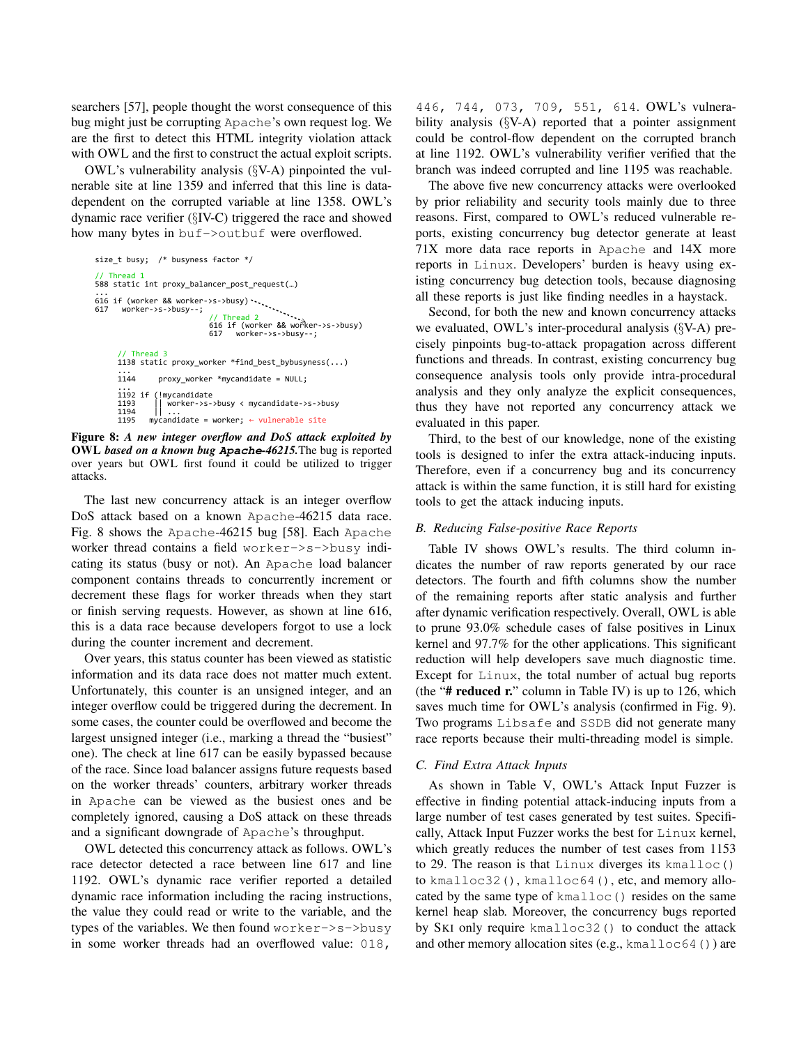searchers [57], people thought the worst consequence of this bug might just be corrupting Apache's own request log. We are the first to detect this HTML integrity violation attack with OWL and the first to construct the actual exploit scripts.

OWL's vulnerability analysis (§V-A) pinpointed the vulnerable site at line 1359 and inferred that this line is data-dependent on the corrupted variable at line 1358. OWL's dynamic race verifier (§IV-C) triggered the race and showed how many bytes in `buf->outbuf` were overflowed.

```
size_t busy;  /* busyness factor */

// Thread 1
588 static int proxy_balancer_post_request(…)
...
616 if (worker && worker->s->busy)
617   worker->s->busy--;
                          // Thread 2
                          616 if (worker && worker->s->busy)
                          617   worker->s->busy--;

     // Thread 3
     1138 static proxy_worker *find_best_bybusyness(...)
     ...
     1144     proxy_worker *mycandidate = NULL;
     ...
     1192 if (!mycandidate
     1193     || worker->s->busy < mycandidate->s->busy
     1194     || ...
     1195   mycandidate = worker; ← vulnerable site
```

**Figure 8:** ***A new integer overflow and DoS attack exploited by* OWL *based on a known bug* Apache*-46215.*** The bug is reported over years but OWL first found it could be utilized to trigger attacks.

The last new concurrency attack is an integer overflow DoS attack based on a known Apache-46215 data race. Fig. 8 shows the Apache-46215 bug [58]. Each Apache worker thread contains a field `worker->s->busy` indicating its status (busy or not). An Apache load balancer component contains threads to concurrently increment or decrement these flags for worker threads when they start or finish serving requests. However, as shown at line 616, this is a data race because developers forgot to use a lock during the counter increment and decrement.

Over years, this status counter has been viewed as statistic information and its data race does not matter much extent. Unfortunately, this counter is an unsigned integer, and an integer overflow could be triggered during the decrement. In some cases, the counter could be overflowed and become the largest unsigned integer (i.e., marking a thread the "busiest" one). The check at line 617 can be easily bypassed because of the race. Since load balancer assigns future requests based on the worker threads' counters, arbitrary worker threads in Apache can be viewed as the busiest ones and be completely ignored, causing a DoS attack on these threads and a significant downgrade of Apache's throughput.

OWL detected this concurrency attack as follows. OWL's race detector detected a race between line 617 and line 1192. OWL's dynamic race verifier reported a detailed dynamic race information including the racing instructions, the value they could read or write to the variable, and the types of the variables. We then found `worker->s->busy` in some worker threads had an overflowed value: 018, 446, 744, 073, 709, 551, 614. OWL's vulnerability analysis (§V-A) reported that a pointer assignment could be control-flow dependent on the corrupted branch at line 1192. OWL's vulnerability verifier verified that the branch was indeed corrupted and line 1195 was reachable.

The above five new concurrency attacks were overlooked by prior reliability and security tools mainly due to three reasons. First, compared to OWL's reduced vulnerable reports, existing concurrency bug detector generate at least 71X more data race reports in Apache and 14X more reports in Linux. Developers' burden is heavy using existing concurrency bug detection tools, because diagnosing all these reports is just like finding needles in a haystack.

Second, for both the new and known concurrency attacks we evaluated, OWL's inter-procedural analysis (§V-A) precisely pinpoints bug-to-attack propagation across different functions and threads. In contrast, existing concurrency bug consequence analysis tools only provide intra-procedural analysis and they only analyze the explicit consequences, thus they have not reported any concurrency attack we evaluated in this paper.

Third, to the best of our knowledge, none of the existing tools is designed to infer the extra attack-inducing inputs. Therefore, even if a concurrency bug and its concurrency attack is within the same function, it is still hard for existing tools to get the attack inducing inputs.

### B. Reducing False-positive Race Reports

Table IV shows OWL's results. The third column indicates the number of raw reports generated by our race detectors. The fourth and fifth columns show the number of the remaining reports after static analysis and further after dynamic verification respectively. Overall, OWL is able to prune 93.0% schedule cases of false positives in Linux kernel and 97.7% for the other applications. This significant reduction will help developers save much diagnostic time. Except for Linux, the total number of actual bug reports (the "**# reduced r.**" column in Table IV) is up to 126, which saves much time for OWL's analysis (confirmed in Fig. 9). Two programs Libsafe and SSDB did not generate many race reports because their multi-threading model is simple.

### C. Find Extra Attack Inputs

As shown in Table V, OWL's Attack Input Fuzzer is effective in finding potential attack-inducing inputs from a large number of test cases generated by test suites. Specifically, Attack Input Fuzzer works the best for Linux kernel, which greatly reduces the number of test cases from 1153 to 29. The reason is that Linux diverges its `kmalloc()` to `kmalloc32()`, `kmalloc64()`, etc, and memory allocated by the same type of `kmalloc()` resides on the same kernel heap slab. Moreover, the concurrency bugs reported by SKI only require `kmalloc32()` to conduct the attack and other memory allocation sites (e.g., `kmalloc64()`) are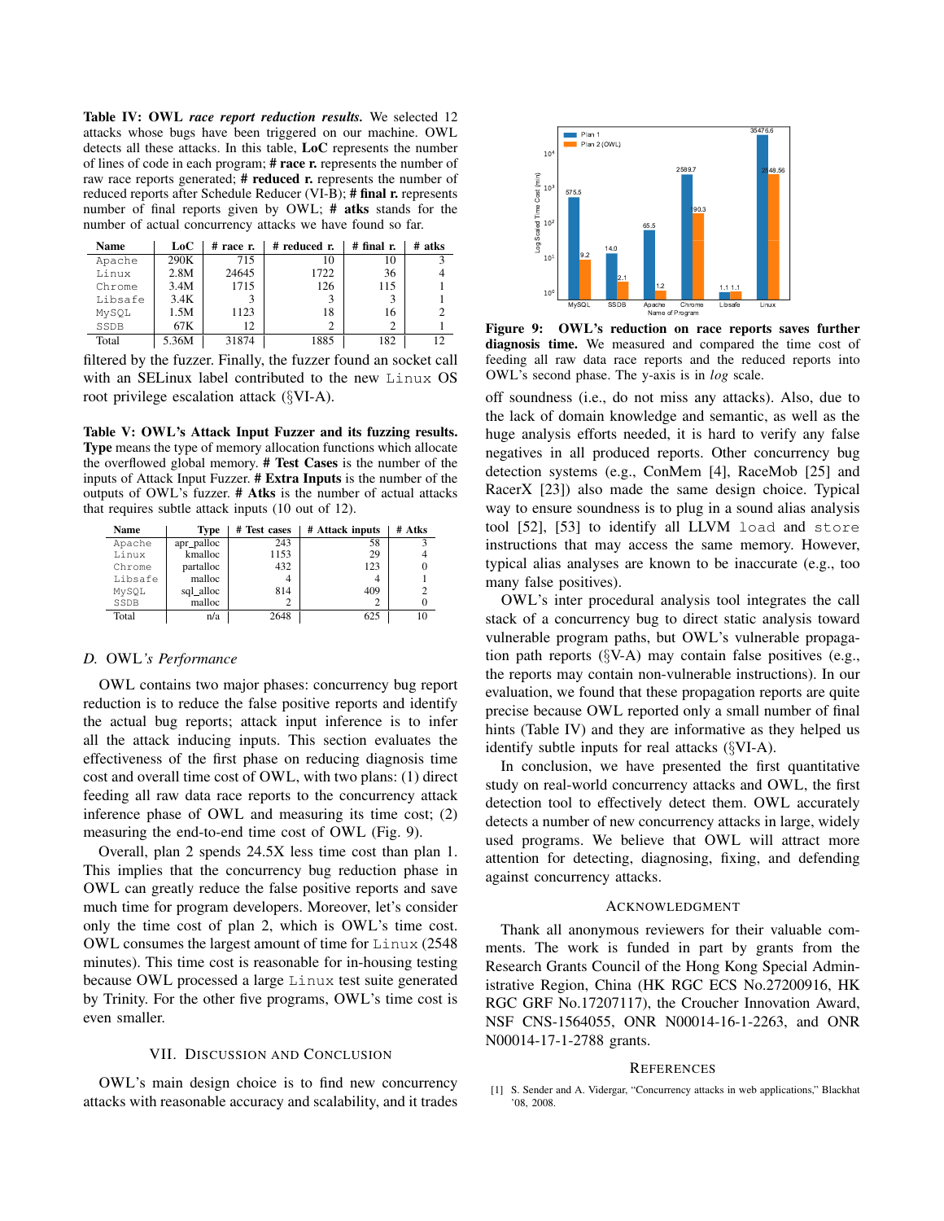**Table IV: OWL *race report reduction results.*** We selected 12 attacks whose bugs have been triggered on our machine. OWL detects all these attacks. In this table, **LoC** represents the number of lines of code in each program; **# race r.** represents the number of raw race reports generated; **# reduced r.** represents the number of reduced reports after Schedule Reducer (VI-B); **# final r.** represents number of final reports given by OWL; **# atks** stands for the number of actual concurrency attacks we have found so far.

| Name | LoC | # race r. | # reduced r. | # final r. | # atks |
|---|---|---|---|---|---|
| Apache | 290K | 715 | 10 | 10 | 3 |
| Linux | 2.8M | 24645 | 1722 | 36 | 4 |
| Chrome | 3.4M | 1715 | 126 | 115 | 1 |
| Libsafe | 3.4K | 3 | 3 | 3 | 1 |
| MySQL | 1.5M | 1123 | 18 | 16 | 2 |
| SSDB | 67K | 12 | 2 | 2 | 1 |
| Total | 5.36M | 31874 | 1885 | 182 | 12 |

filtered by the fuzzer. Finally, the fuzzer found an socket call with an SELinux label contributed to the new Linux OS root privilege escalation attack (§VI-A).

**Table V: OWL's Attack Input Fuzzer and its fuzzing results. Type** means the type of memory allocation functions which allocate the overflowed global memory. **# Test Cases** is the number of the inputs of Attack Input Fuzzer. **# Extra Inputs** is the number of the outputs of OWL's fuzzer. **# Atks** is the number of actual attacks that requires subtle attack inputs (10 out of 12).

| Name | Type | # Test cases | # Attack inputs | # Atks |
|---|---|---|---|---|
| Apache | apr_palloc | 243 | 58 | 3 |
| Linux | kmalloc | 1153 | 29 | 4 |
| Chrome | partalloc | 432 | 123 | 0 |
| Libsafe | malloc | 4 | 4 | 1 |
| MySQL | sql_alloc | 814 | 409 | 2 |
| SSDB | malloc | 2 | 2 | 0 |
| Total | n/a | 2648 | 625 | 10 |

### *D.* OWL*'s Performance*

OWL contains two major phases: concurrency bug report reduction is to reduce the false positive reports and identify the actual bug reports; attack input inference is to infer all the attack inducing inputs. This section evaluates the effectiveness of the first phase on reducing diagnosis time cost and overall time cost of OWL, with two plans: (1) direct feeding all raw data race reports to the concurrency attack inference phase of OWL and measuring its time cost; (2) measuring the end-to-end time cost of OWL (Fig. 9).

Overall, plan 2 spends 24.5X less time cost than plan 1. This implies that the concurrency bug reduction phase in OWL can greatly reduce the false positive reports and save much time for program developers. Moreover, let's consider only the time cost of plan 2, which is OWL's time cost. OWL consumes the largest amount of time for Linux (2548 minutes). This time cost is reasonable for in-housing testing because OWL processed a large Linux test suite generated by Trinity. For the other five programs, OWL's time cost is even smaller.

## VII. Discussion and Conclusion

OWL's main design choice is to find new concurrency attacks with reasonable accuracy and scalability, and it trades off soundness (i.e., do not miss any attacks). Also, due to the lack of domain knowledge and semantic, as well as the huge analysis efforts needed, it is hard to verify any false negatives in all produced reports. Other concurrency bug detection systems (e.g., ConMem [4], RaceMob [25] and RacerX [23]) also made the same design choice. Typical way to ensure soundness is to plug in a sound alias analysis tool [52], [53] to identify all LLVM load and store instructions that may access the same memory. However, typical alias analyses are known to be inaccurate (e.g., too many false positives).

**Figure 9: OWL's reduction on race reports saves further diagnosis time.** We measured and compared the time cost of feeding all raw data race reports and the reduced reports into OWL's second phase. The y-axis is in *log* scale.

OWL's inter procedural analysis tool integrates the call stack of a concurrency bug to direct static analysis toward vulnerable program paths, but OWL's vulnerable propagation path reports (§V-A) may contain false positives (e.g., the reports may contain non-vulnerable instructions). In our evaluation, we found that these propagation reports are quite precise because OWL reported only a small number of final hints (Table IV) and they are informative as they helped us identify subtle inputs for real attacks (§VI-A).

In conclusion, we have presented the first quantitative study on real-world concurrency attacks and OWL, the first detection tool to effectively detect them. OWL accurately detects a number of new concurrency attacks in large, widely used programs. We believe that OWL will attract more attention for detecting, diagnosing, fixing, and defending against concurrency attacks.

## Acknowledgment

Thank all anonymous reviewers for their valuable comments. The work is funded in part by grants from the Research Grants Council of the Hong Kong Special Administrative Region, China (HK RGC ECS No.27200916, HK RGC GRF No.17207117), the Croucher Innovation Award, NSF CNS-1564055, ONR N00014-16-1-2263, and ONR N00014-17-1-2788 grants.

## References

[1] S. Sender and A. Vidergar, "Concurrency attacks in web applications," Blackhat '08, 2008.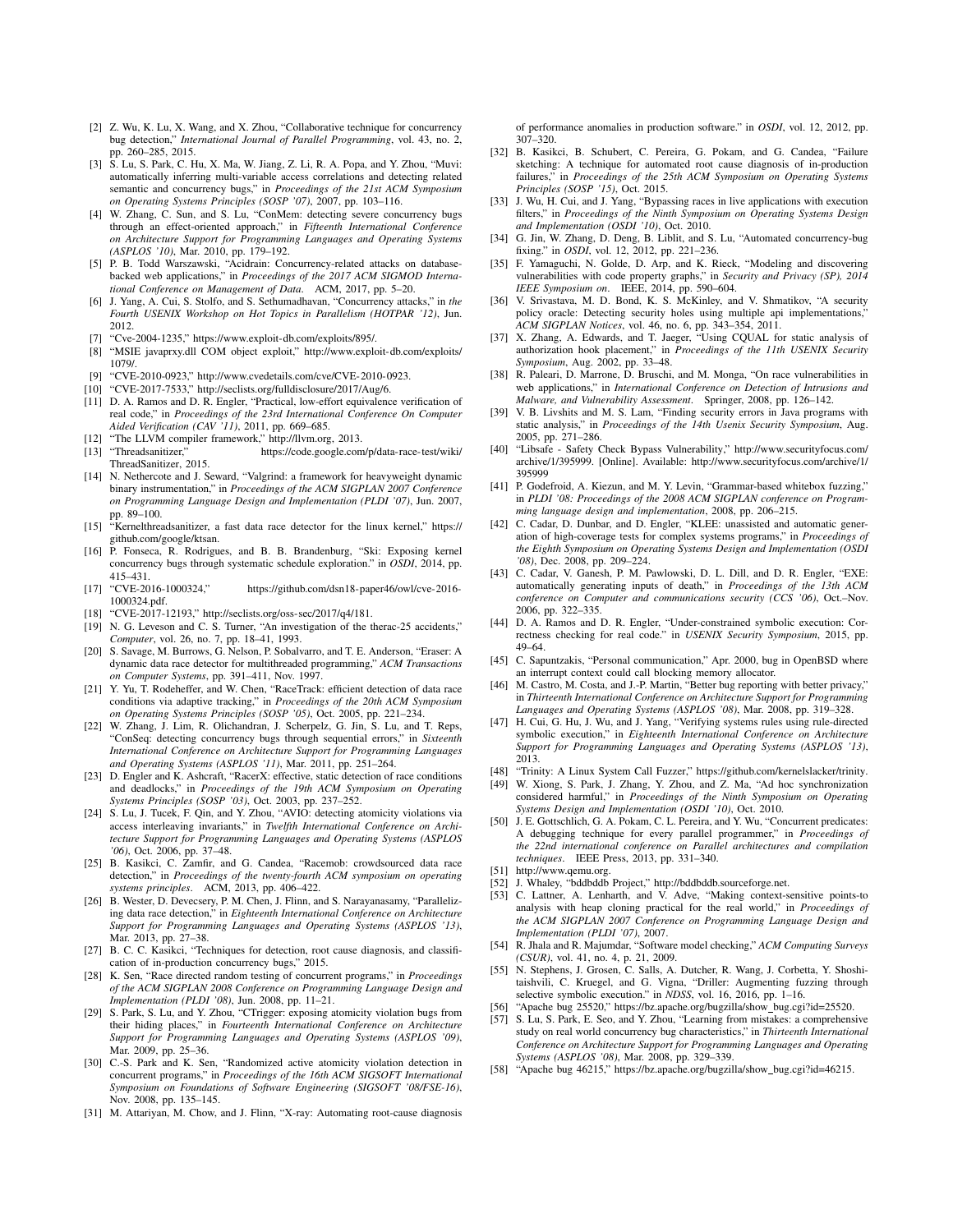[2] Z. Wu, K. Lu, X. Wang, and X. Zhou, "Collaborative technique for concurrency bug detection," *International Journal of Parallel Programming*, vol. 43, no. 2, pp. 260–285, 2015.

[3] S. Lu, S. Park, C. Hu, X. Ma, W. Jiang, Z. Li, R. A. Popa, and Y. Zhou, "Muvi: automatically inferring multi-variable access correlations and detecting related semantic and concurrency bugs," in *Proceedings of the 21st ACM Symposium on Operating Systems Principles (SOSP '07)*, 2007, pp. 103–116.

[4] W. Zhang, C. Sun, and S. Lu, "ConMem: detecting severe concurrency bugs through an effect-oriented approach," in *Fifteenth International Conference on Architecture Support for Programming Languages and Operating Systems (ASPLOS '10)*, Mar. 2010, pp. 179–192.

[5] P. B. Todd Warszawski, "Acidrain: Concurrency-related attacks on database-backed web applications," in *Proceedings of the 2017 ACM SIGMOD International Conference on Management of Data*. ACM, 2017, pp. 5–20.

[6] J. Yang, A. Cui, S. Stolfo, and S. Sethumadhavan, "Concurrency attacks," in *the Fourth USENIX Workshop on Hot Topics in Parallelism (HOTPAR '12)*, Jun. 2012.

[7] "Cve-2004-1235," https://www.exploit-db.com/exploits/895/.

[8] "MSIE javaprxy.dll COM object exploit," http://www.exploit-db.com/exploits/1079/.

[9] "CVE-2010-0923," http://www.cvedetails.com/cve/CVE-2010-0923.

[10] "CVE-2017-7533," http://seclists.org/fulldisclosure/2017/Aug/6.

[11] D. A. Ramos and D. R. Engler, "Practical, low-effort equivalence verification of real code," in *Proceedings of the 23rd International Conference On Computer Aided Verification (CAV '11)*, 2011, pp. 669–685.

[12] "The LLVM compiler framework," http://llvm.org, 2013.

[13] "Threadsanitizer," https://code.google.com/p/data-race-test/wiki/ThreadSanitizer, 2015.

[14] N. Nethercote and J. Seward, "Valgrind: a framework for heavyweight dynamic binary instrumentation," in *Proceedings of the ACM SIGPLAN 2007 Conference on Programming Language Design and Implementation (PLDI '07)*, Jun. 2007, pp. 89–100.

[15] "Kernelthreadsanitizer, a fast data race detector for the linux kernel," https://github.com/google/ktsan.

[16] P. Fonseca, R. Rodrigues, and B. B. Brandenburg, "Ski: Exposing kernel concurrency bugs through systematic schedule exploration." in *OSDI*, 2014, pp. 415–431.

[17] "CVE-2016-1000324," https://github.com/dsn18-paper46/owl/cve-2016-1000324.pdf.

[18] "CVE-2017-12193," http://seclists.org/oss-sec/2017/q4/181.

[19] N. G. Leveson and C. S. Turner, "An investigation of the therac-25 accidents," *Computer*, vol. 26, no. 7, pp. 18–41, 1993.

[20] S. Savage, M. Burrows, G. Nelson, P. Sobalvarro, and T. E. Anderson, "Eraser: A dynamic data race detector for multithreaded programming," *ACM Transactions on Computer Systems*, pp. 391–411, Nov. 1997.

[21] Y. Yu, T. Rodeheffer, and W. Chen, "RaceTrack: efficient detection of data race conditions via adaptive tracking," in *Proceedings of the 20th ACM Symposium on Operating Systems Principles (SOSP '05)*, Oct. 2005, pp. 221–234.

[22] W. Zhang, J. Lim, R. Olichandran, J. Scherpelz, G. Jin, S. Lu, and T. Reps, "ConSeq: detecting concurrency bugs through sequential errors," in *Sixteenth International Conference on Architecture Support for Programming Languages and Operating Systems (ASPLOS '11)*, Mar. 2011, pp. 251–264.

[23] D. Engler and K. Ashcraft, "RacerX: effective, static detection of race conditions and deadlocks," in *Proceedings of the 19th ACM Symposium on Operating Systems Principles (SOSP '03)*, Oct. 2003, pp. 237–252.

[24] S. Lu, J. Tucek, F. Qin, and Y. Zhou, "AVIO: detecting atomicity violations via access interleaving invariants," in *Twelfth International Conference on Architecture Support for Programming Languages and Operating Systems (ASPLOS '06)*, Oct. 2006, pp. 37–48.

[25] B. Kasikci, C. Zamfir, and G. Candea, "Racemob: crowdsourced data race detection," in *Proceedings of the twenty-fourth ACM symposium on operating systems principles*. ACM, 2013, pp. 406–422.

[26] B. Wester, D. Devecsery, P. M. Chen, J. Flinn, and S. Narayanasamy, "Parallelizing data race detection," in *Eighteenth International Conference on Architecture Support for Programming Languages and Operating Systems (ASPLOS '13)*, Mar. 2013, pp. 27–38.

[27] B. C. C. Kasikci, "Techniques for detection, root cause diagnosis, and classification of in-production concurrency bugs," 2015.

[28] K. Sen, "Race directed random testing of concurrent programs," in *Proceedings of the ACM SIGPLAN 2008 Conference on Programming Language Design and Implementation (PLDI '08)*, Jun. 2008, pp. 11–21.

[29] S. Park, S. Lu, and Y. Zhou, "CTrigger: exposing atomicity violation bugs from their hiding places," in *Fourteenth International Conference on Architecture Support for Programming Languages and Operating Systems (ASPLOS '09)*, Mar. 2009, pp. 25–36.

[30] C.-S. Park and K. Sen, "Randomized active atomicity violation detection in concurrent programs," in *Proceedings of the 16th ACM SIGSOFT International Symposium on Foundations of Software Engineering (SIGSOFT '08/FSE-16)*, Nov. 2008, pp. 135–145.

[31] M. Attariyan, M. Chow, and J. Flinn, "X-ray: Automating root-cause diagnosis of performance anomalies in production software." in *OSDI*, vol. 12, 2012, pp. 307–320.

[32] B. Kasikci, B. Schubert, C. Pereira, G. Pokam, and G. Candea, "Failure sketching: A technique for automated root cause diagnosis of in-production failures," in *Proceedings of the 25th ACM Symposium on Operating Systems Principles (SOSP '15)*, Oct. 2015.

[33] J. Wu, H. Cui, and J. Yang, "Bypassing races in live applications with execution filters," in *Proceedings of the Ninth Symposium on Operating Systems Design and Implementation (OSDI '10)*, Oct. 2010.

[34] G. Jin, W. Zhang, D. Deng, B. Liblit, and S. Lu, "Automated concurrency-bug fixing." in *OSDI*, vol. 12, 2012, pp. 221–236.

[35] F. Yamaguchi, N. Golde, D. Arp, and K. Rieck, "Modeling and discovering vulnerabilities with code property graphs," in *Security and Privacy (SP), 2014 IEEE Symposium on*. IEEE, 2014, pp. 590–604.

[36] V. Srivastava, M. D. Bond, K. S. McKinley, and V. Shmatikov, "A security policy oracle: Detecting security holes using multiple api implementations," *ACM SIGPLAN Notices*, vol. 46, no. 6, pp. 343–354, 2011.

[37] X. Zhang, A. Edwards, and T. Jaeger, "Using CQUAL for static analysis of authorization hook placement," in *Proceedings of the 11th USENIX Security Symposium*, Aug. 2002, pp. 33–48.

[38] R. Paleari, D. Marrone, D. Bruschi, and M. Monga, "On race vulnerabilities in web applications," in *International Conference on Detection of Intrusions and Malware, and Vulnerability Assessment*. Springer, 2008, pp. 126–142.

[39] V. B. Livshits and M. S. Lam, "Finding security errors in Java programs with static analysis," in *Proceedings of the 14th Usenix Security Symposium*, Aug. 2005, pp. 271–286.

[40] "Libsafe - Safety Check Bypass Vulnerability," http://www.securityfocus.com/archive/1/395999. [Online]. Available: http://www.securityfocus.com/archive/1/395999

[41] P. Godefroid, A. Kiezun, and M. Y. Levin, "Grammar-based whitebox fuzzing," in *PLDI '08: Proceedings of the 2008 ACM SIGPLAN conference on Programming language design and implementation*, 2008, pp. 206–215.

[42] C. Cadar, D. Dunbar, and D. Engler, "KLEE: unassisted and automatic generation of high-coverage tests for complex systems programs," in *Proceedings of the Eighth Symposium on Operating Systems Design and Implementation (OSDI '08)*, Dec. 2008, pp. 209–224.

[43] C. Cadar, V. Ganesh, P. M. Pawlowski, D. L. Dill, and D. R. Engler, "EXE: automatically generating inputs of death," in *Proceedings of the 13th ACM conference on Computer and communications security (CCS '06)*, Oct.–Nov. 2006, pp. 322–335.

[44] D. A. Ramos and D. R. Engler, "Under-constrained symbolic execution: Correctness checking for real code." in *USENIX Security Symposium*, 2015, pp. 49–64.

[45] C. Sapuntzakis, "Personal communication," Apr. 2000, bug in OpenBSD where an interrupt context could call blocking memory allocator.

[46] M. Castro, M. Costa, and J.-P. Martin, "Better bug reporting with better privacy," in *Thirteenth International Conference on Architecture Support for Programming Languages and Operating Systems (ASPLOS '08)*, Mar. 2008, pp. 319–328.

[47] H. Cui, G. Hu, J. Wu, and J. Yang, "Verifying systems rules using rule-directed symbolic execution," in *Eighteenth International Conference on Architecture Support for Programming Languages and Operating Systems (ASPLOS '13)*, 2013.

[48] "Trinity: A Linux System Call Fuzzer," https://github.com/kernelslacker/trinity.

[49] W. Xiong, S. Park, J. Zhang, Y. Zhou, and Z. Ma, "Ad hoc synchronization considered harmful," in *Proceedings of the Ninth Symposium on Operating Systems Design and Implementation (OSDI '10)*, Oct. 2010.

[50] J. E. Gottschlich, G. A. Pokam, C. L. Pereira, and Y. Wu, "Concurrent predicates: A debugging technique for every parallel programmer," in *Proceedings of the 22nd international conference on Parallel architectures and compilation techniques*. IEEE Press, 2013, pp. 331–340.

[51] http://www.qemu.org.

[52] J. Whaley, "bddbddb Project," http://bddbddb.sourceforge.net.

[53] C. Lattner, A. Lenharth, and V. Adve, "Making context-sensitive points-to analysis with heap cloning practical for the real world," in *Proceedings of the ACM SIGPLAN 2007 Conference on Programming Language Design and Implementation (PLDI '07)*, 2007.

[54] R. Jhala and R. Majumdar, "Software model checking," *ACM Computing Surveys (CSUR)*, vol. 41, no. 4, p. 21, 2009.

[55] N. Stephens, J. Grosen, C. Salls, A. Dutcher, R. Wang, J. Corbetta, Y. Shoshitaishvili, C. Kruegel, and G. Vigna, "Driller: Augmenting fuzzing through selective symbolic execution." in *NDSS*, vol. 16, 2016, pp. 1–16.

[56] "Apache bug 25520," https://bz.apache.org/bugzilla/show_bug.cgi?id=25520.

[57] S. Lu, S. Park, E. Seo, and Y. Zhou, "Learning from mistakes: a comprehensive study on real world concurrency bug characteristics," in *Thirteenth International Conference on Architecture Support for Programming Languages and Operating Systems (ASPLOS '08)*, Mar. 2008, pp. 329–339.

[58] "Apache bug 46215," https://bz.apache.org/bugzilla/show_bug.cgi?id=46215.